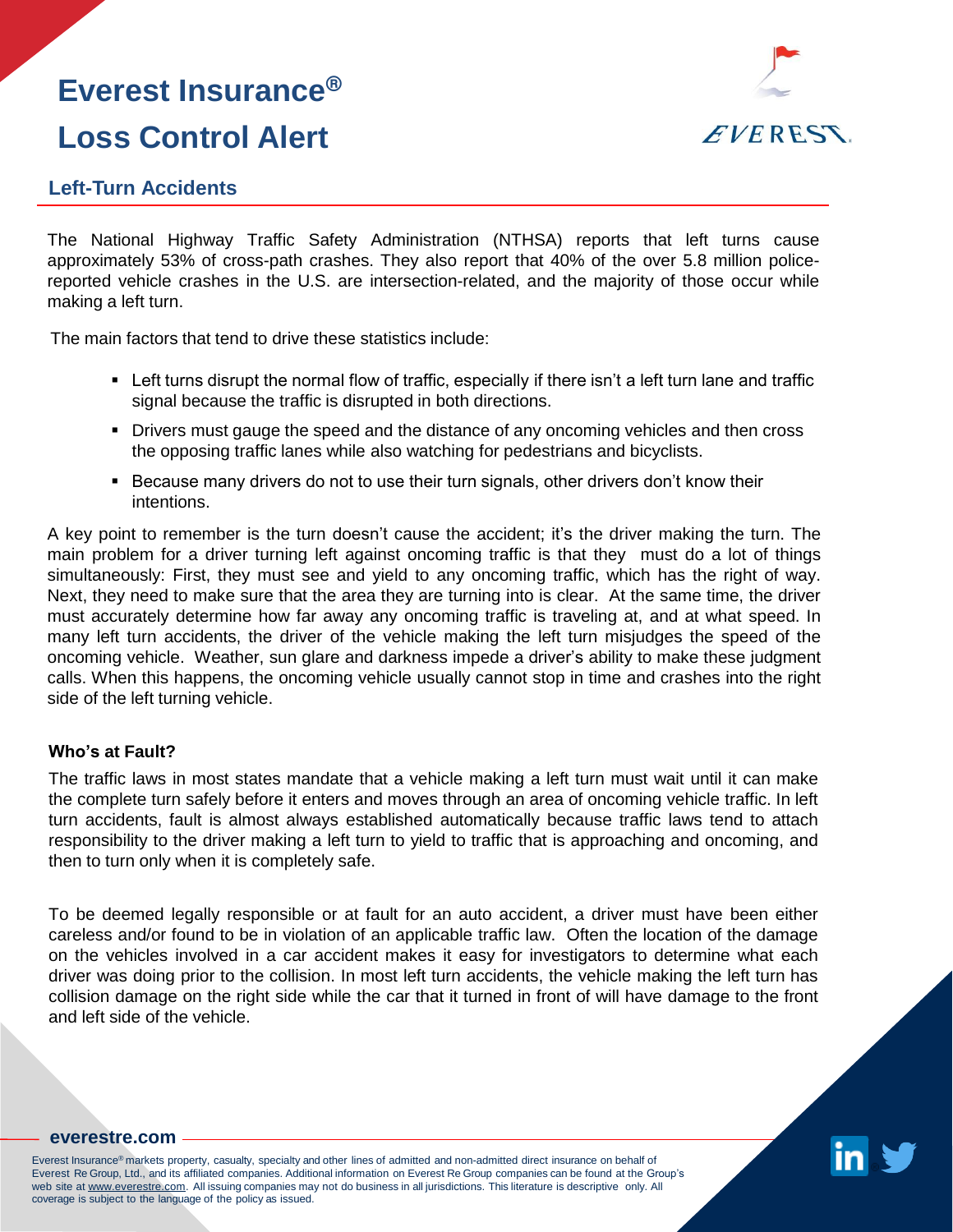# Everest Insurance®
# Loss Control Alert

## Left-Turn Accidents

The National Highway Traffic Safety Administration (NTHSA) reports that left turns cause approximately 53% of cross-path crashes. They also report that 40% of the over 5.8 million police-reported vehicle crashes in the U.S. are intersection-related, and the majority of those occur while making a left turn.

The main factors that tend to drive these statistics include:

- Left turns disrupt the normal flow of traffic, especially if there isn't a left turn lane and traffic signal because the traffic is disrupted in both directions.
- Drivers must gauge the speed and the distance of any oncoming vehicles and then cross the opposing traffic lanes while also watching for pedestrians and bicyclists.
- Because many drivers do not to use their turn signals, other drivers don't know their intentions.

A key point to remember is the turn doesn't cause the accident; it's the driver making the turn. The main problem for a driver turning left against oncoming traffic is that they must do a lot of things simultaneously: First, they must see and yield to any oncoming traffic, which has the right of way. Next, they need to make sure that the area they are turning into is clear. At the same time, the driver must accurately determine how far away any oncoming traffic is traveling at, and at what speed. In many left turn accidents, the driver of the vehicle making the left turn misjudges the speed of the oncoming vehicle. Weather, sun glare and darkness impede a driver's ability to make these judgment calls. When this happens, the oncoming vehicle usually cannot stop in time and crashes into the right side of the left turning vehicle.

**Who's at Fault?**

The traffic laws in most states mandate that a vehicle making a left turn must wait until it can make the complete turn safely before it enters and moves through an area of oncoming vehicle traffic. In left turn accidents, fault is almost always established automatically because traffic laws tend to attach responsibility to the driver making a left turn to yield to traffic that is approaching and oncoming, and then to turn only when it is completely safe.

To be deemed legally responsible or at fault for an auto accident, a driver must have been either careless and/or found to be in violation of an applicable traffic law. Often the location of the damage on the vehicles involved in a car accident makes it easy for investigators to determine what each driver was doing prior to the collision. In most left turn accidents, the vehicle making the left turn has collision damage on the right side while the car that it turned in front of will have damage to the front and left side of the vehicle.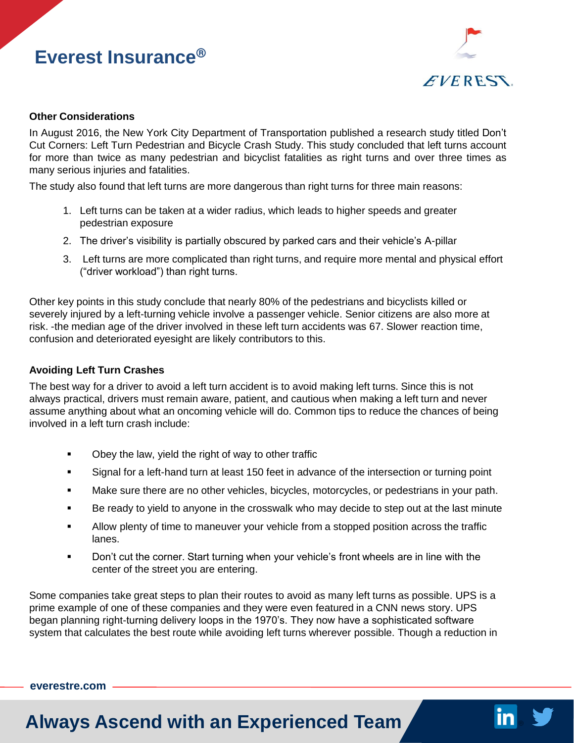### Other Considerations

In August 2016, the New York City Department of Transportation published a research study titled Don't Cut Corners: Left Turn Pedestrian and Bicycle Crash Study. This study concluded that left turns account for more than twice as many pedestrian and bicyclist fatalities as right turns and over three times as many serious injuries and fatalities.

The study also found that left turns are more dangerous than right turns for three main reasons:

1. Left turns can be taken at a wider radius, which leads to higher speeds and greater pedestrian exposure
2. The driver's visibility is partially obscured by parked cars and their vehicle's A-pillar
3. Left turns are more complicated than right turns, and require more mental and physical effort ("driver workload") than right turns.

Other key points in this study conclude that nearly 80% of the pedestrians and bicyclists killed or severely injured by a left-turning vehicle involve a passenger vehicle. Senior citizens are also more at risk. -the median age of the driver involved in these left turn accidents was 67. Slower reaction time, confusion and deteriorated eyesight are likely contributors to this.

### Avoiding Left Turn Crashes

The best way for a driver to avoid a left turn accident is to avoid making left turns. Since this is not always practical, drivers must remain aware, patient, and cautious when making a left turn and never assume anything about what an oncoming vehicle will do. Common tips to reduce the chances of being involved in a left turn crash include:

- Obey the law, yield the right of way to other traffic
- Signal for a left-hand turn at least 150 feet in advance of the intersection or turning point
- Make sure there are no other vehicles, bicycles, motorcycles, or pedestrians in your path.
- Be ready to yield to anyone in the crosswalk who may decide to step out at the last minute
- Allow plenty of time to maneuver your vehicle from a stopped position across the traffic lanes.
- Don't cut the corner. Start turning when your vehicle's front wheels are in line with the center of the street you are entering.

Some companies take great steps to plan their routes to avoid as many left turns as possible. UPS is a prime example of one of these companies and they were even featured in a CNN news story. UPS began planning right-turning delivery loops in the 1970's. They now have a sophisticated software system that calculates the best route while avoiding left turns wherever possible. Though a reduction in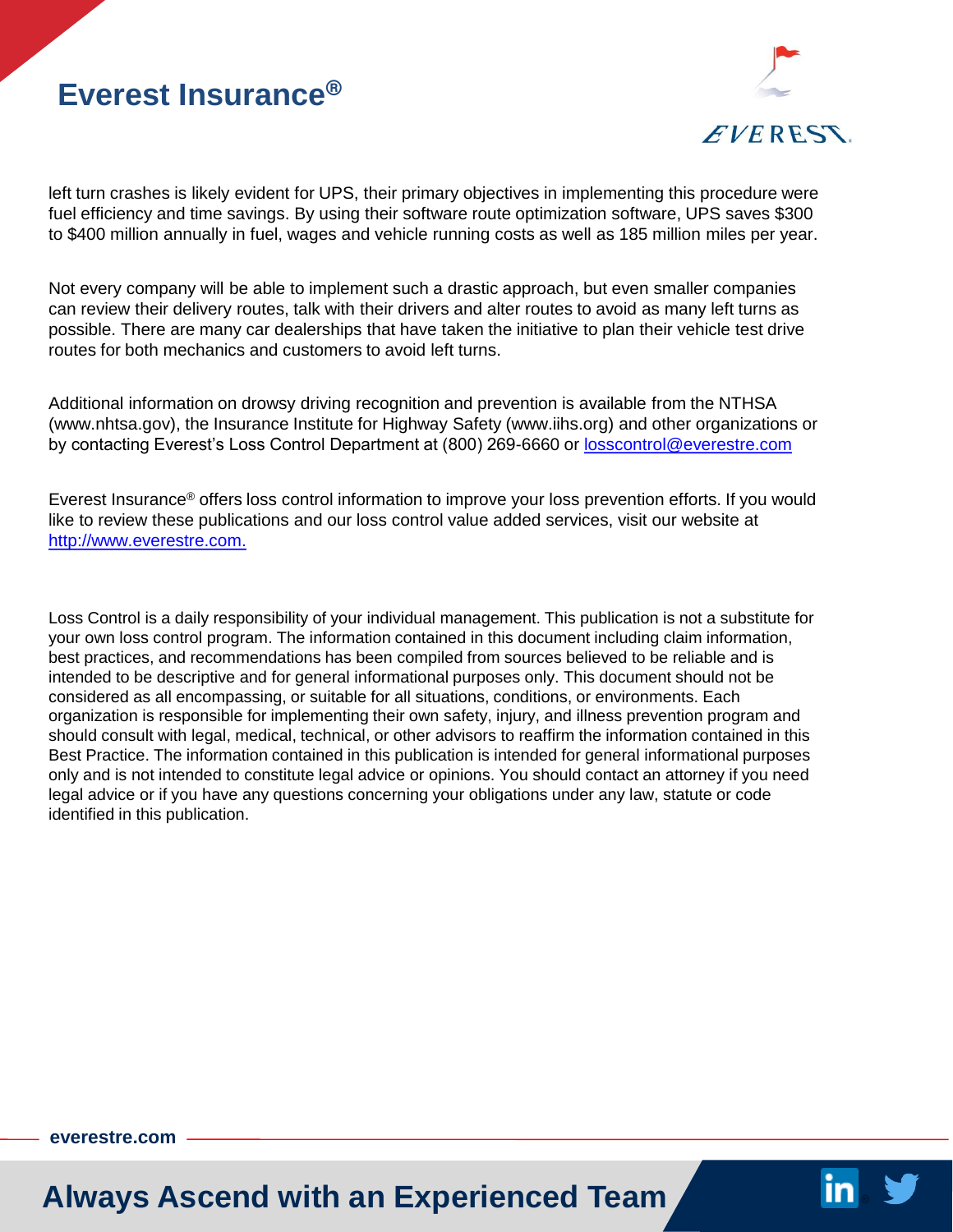left turn crashes is likely evident for UPS, their primary objectives in implementing this procedure were fuel efficiency and time savings. By using their software route optimization software, UPS saves $300 to $400 million annually in fuel, wages and vehicle running costs as well as 185 million miles per year.

Not every company will be able to implement such a drastic approach, but even smaller companies can review their delivery routes, talk with their drivers and alter routes to avoid as many left turns as possible. There are many car dealerships that have taken the initiative to plan their vehicle test drive routes for both mechanics and customers to avoid left turns.

Additional information on drowsy driving recognition and prevention is available from the NTHSA (www.nhtsa.gov), the Insurance Institute for Highway Safety (www.iihs.org) and other organizations or by contacting Everest's Loss Control Department at (800) 269-6660 or [losscontrol@everestre.com](mailto:losscontrol@everestre.com)

Everest Insurance® offers loss control information to improve your loss prevention efforts. If you would like to review these publications and our loss control value added services, visit our website at [http://www.everestre.com.](http://www.everestre.com)

Loss Control is a daily responsibility of your individual management. This publication is not a substitute for your own loss control program. The information contained in this document including claim information, best practices, and recommendations has been compiled from sources believed to be reliable and is intended to be descriptive and for general informational purposes only. This document should not be considered as all encompassing, or suitable for all situations, conditions, or environments. Each organization is responsible for implementing their own safety, injury, and illness prevention program and should consult with legal, medical, technical, or other advisors to reaffirm the information contained in this Best Practice. The information contained in this publication is intended for general informational purposes only and is not intended to constitute legal advice or opinions. You should contact an attorney if you need legal advice or if you have any questions concerning your obligations under any law, statute or code identified in this publication.